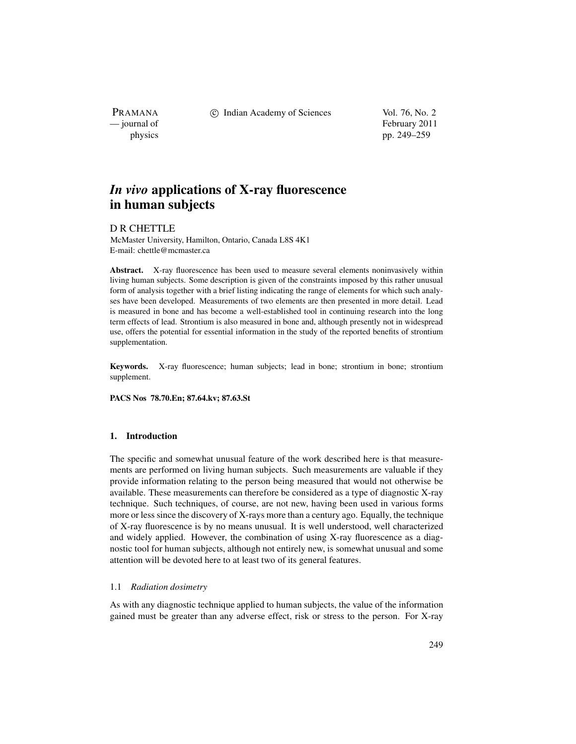# *In vivo* applications of X-ray fluorescence in human subjects

D R CHETTLE

McMaster University, Hamilton, Ontario, Canada L8S 4K1
E-mail: chettle@mcmaster.ca

**Abstract.** X-ray fluorescence has been used to measure several elements noninvasively within living human subjects. Some description is given of the constraints imposed by this rather unusual form of analysis together with a brief listing indicating the range of elements for which such analyses have been developed. Measurements of two elements are then presented in more detail. Lead is measured in bone and has become a well-established tool in continuing research into the long term effects of lead. Strontium is also measured in bone and, although presently not in widespread use, offers the potential for essential information in the study of the reported benefits of strontium supplementation.

**Keywords.** X-ray fluorescence; human subjects; lead in bone; strontium in bone; strontium supplement.

**PACS Nos 78.70.En; 87.64.kv; 87.63.St**

## 1. Introduction

The specific and somewhat unusual feature of the work described here is that measurements are performed on living human subjects. Such measurements are valuable if they provide information relating to the person being measured that would not otherwise be available. These measurements can therefore be considered as a type of diagnostic X-ray technique. Such techniques, of course, are not new, having been used in various forms more or less since the discovery of X-rays more than a century ago. Equally, the technique of X-ray fluorescence is by no means unusual. It is well understood, well characterized and widely applied. However, the combination of using X-ray fluorescence as a diagnostic tool for human subjects, although not entirely new, is somewhat unusual and some attention will be devoted here to at least two of its general features.

### 1.1 *Radiation dosimetry*

As with any diagnostic technique applied to human subjects, the value of the information gained must be greater than any adverse effect, risk or stress to the person. For X-ray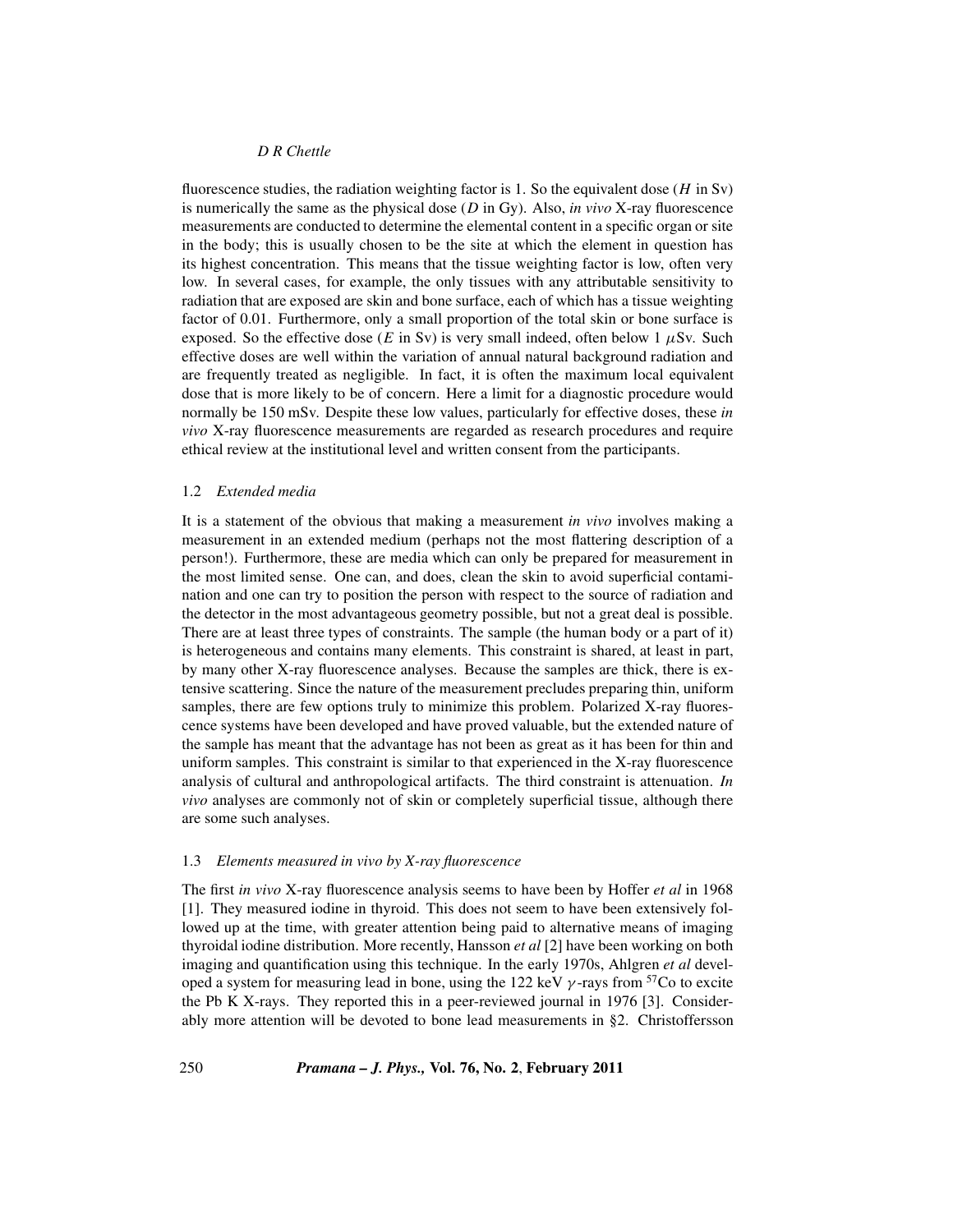fluorescence studies, the radiation weighting factor is 1. So the equivalent dose ($H$ in Sv) is numerically the same as the physical dose ($D$ in Gy). Also, *in vivo* X-ray fluorescence measurements are conducted to determine the elemental content in a specific organ or site in the body; this is usually chosen to be the site at which the element in question has its highest concentration. This means that the tissue weighting factor is low, often very low. In several cases, for example, the only tissues with any attributable sensitivity to radiation that are exposed are skin and bone surface, each of which has a tissue weighting factor of 0.01. Furthermore, only a small proportion of the total skin or bone surface is exposed. So the effective dose ($E$ in Sv) is very small indeed, often below 1 $\mu$Sv. Such effective doses are well within the variation of annual natural background radiation and are frequently treated as negligible. In fact, it is often the maximum local equivalent dose that is more likely to be of concern. Here a limit for a diagnostic procedure would normally be 150 mSv. Despite these low values, particularly for effective doses, these *in vivo* X-ray fluorescence measurements are regarded as research procedures and require ethical review at the institutional level and written consent from the participants.

### 1.2 *Extended media*

It is a statement of the obvious that making a measurement *in vivo* involves making a measurement in an extended medium (perhaps not the most flattering description of a person!). Furthermore, these are media which can only be prepared for measurement in the most limited sense. One can, and does, clean the skin to avoid superficial contamination and one can try to position the person with respect to the source of radiation and the detector in the most advantageous geometry possible, but not a great deal is possible. There are at least three types of constraints. The sample (the human body or a part of it) is heterogeneous and contains many elements. This constraint is shared, at least in part, by many other X-ray fluorescence analyses. Because the samples are thick, there is extensive scattering. Since the nature of the measurement precludes preparing thin, uniform samples, there are few options truly to minimize this problem. Polarized X-ray fluorescence systems have been developed and have proved valuable, but the extended nature of the sample has meant that the advantage has not been as great as it has been for thin and uniform samples. This constraint is similar to that experienced in the X-ray fluorescence analysis of cultural and anthropological artifacts. The third constraint is attenuation. *In vivo* analyses are commonly not of skin or completely superficial tissue, although there are some such analyses.

### 1.3 *Elements measured in vivo by X-ray fluorescence*

The first *in vivo* X-ray fluorescence analysis seems to have been by Hoffer *et al* in 1968 [1]. They measured iodine in thyroid. This does not seem to have been extensively followed up at the time, with greater attention being paid to alternative means of imaging thyroidal iodine distribution. More recently, Hansson *et al* [2] have been working on both imaging and quantification using this technique. In the early 1970s, Ahlgren *et al* developed a system for measuring lead in bone, using the 122 keV $\gamma$-rays from $^{57}$Co to excite the Pb K X-rays. They reported this in a peer-reviewed journal in 1976 [3]. Considerably more attention will be devoted to bone lead measurements in §2. Christoffersson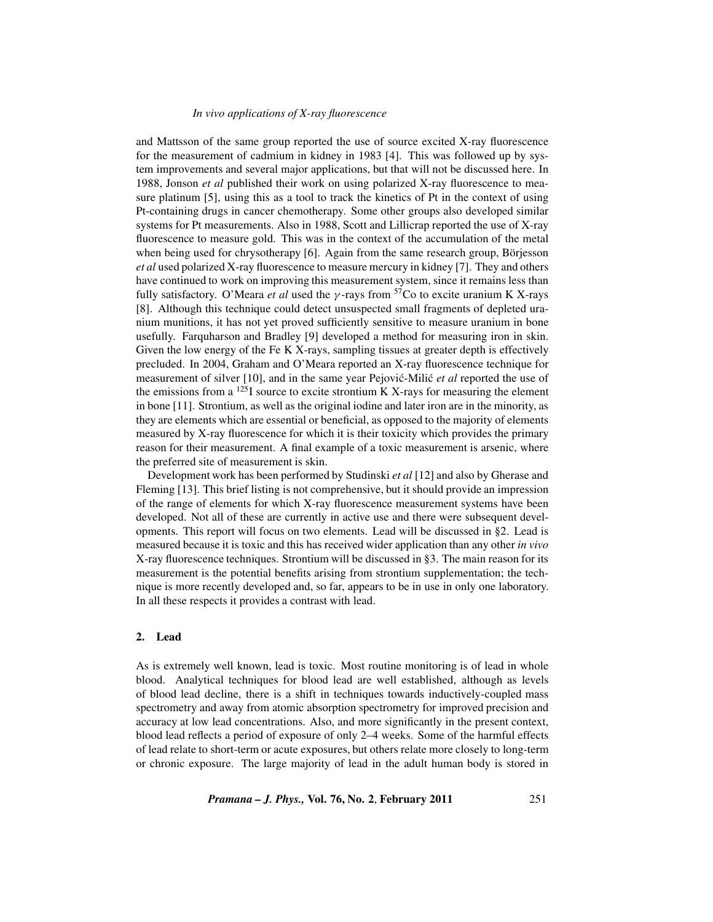and Mattsson of the same group reported the use of source excited X-ray fluorescence for the measurement of cadmium in kidney in 1983 [4]. This was followed up by system improvements and several major applications, but that will not be discussed here. In 1988, Jonson *et al* published their work on using polarized X-ray fluorescence to measure platinum [5], using this as a tool to track the kinetics of Pt in the context of using Pt-containing drugs in cancer chemotherapy. Some other groups also developed similar systems for Pt measurements. Also in 1988, Scott and Lillicrap reported the use of X-ray fluorescence to measure gold. This was in the context of the accumulation of the metal when being used for chrysotherapy [6]. Again from the same research group, Börjesson *et al* used polarized X-ray fluorescence to measure mercury in kidney [7]. They and others have continued to work on improving this measurement system, since it remains less than fully satisfactory. O'Meara *et al* used the $\gamma$-rays from $^{57}$Co to excite uranium K X-rays [8]. Although this technique could detect unsuspected small fragments of depleted uranium munitions, it has not yet proved sufficiently sensitive to measure uranium in bone usefully. Farquharson and Bradley [9] developed a method for measuring iron in skin. Given the low energy of the Fe K X-rays, sampling tissues at greater depth is effectively precluded. In 2004, Graham and O'Meara reported an X-ray fluorescence technique for measurement of silver [10], and in the same year Pejović-Milić *et al* reported the use of the emissions from a $^{125}$I source to excite strontium K X-rays for measuring the element in bone [11]. Strontium, as well as the original iodine and later iron are in the minority, as they are elements which are essential or beneficial, as opposed to the majority of elements measured by X-ray fluorescence for which it is their toxicity which provides the primary reason for their measurement. A final example of a toxic measurement is arsenic, where the preferred site of measurement is skin.

Development work has been performed by Studinski *et al* [12] and also by Gherase and Fleming [13]. This brief listing is not comprehensive, but it should provide an impression of the range of elements for which X-ray fluorescence measurement systems have been developed. Not all of these are currently in active use and there were subsequent developments. This report will focus on two elements. Lead will be discussed in §2. Lead is measured because it is toxic and this has received wider application than any other *in vivo* X-ray fluorescence techniques. Strontium will be discussed in §3. The main reason for its measurement is the potential benefits arising from strontium supplementation; the technique is more recently developed and, so far, appears to be in use in only one laboratory. In all these respects it provides a contrast with lead.

## 2. Lead

As is extremely well known, lead is toxic. Most routine monitoring is of lead in whole blood. Analytical techniques for blood lead are well established, although as levels of blood lead decline, there is a shift in techniques towards inductively-coupled mass spectrometry and away from atomic absorption spectrometry for improved precision and accuracy at low lead concentrations. Also, and more significantly in the present context, blood lead reflects a period of exposure of only 2–4 weeks. Some of the harmful effects of lead relate to short-term or acute exposures, but others relate more closely to long-term or chronic exposure. The large majority of lead in the adult human body is stored in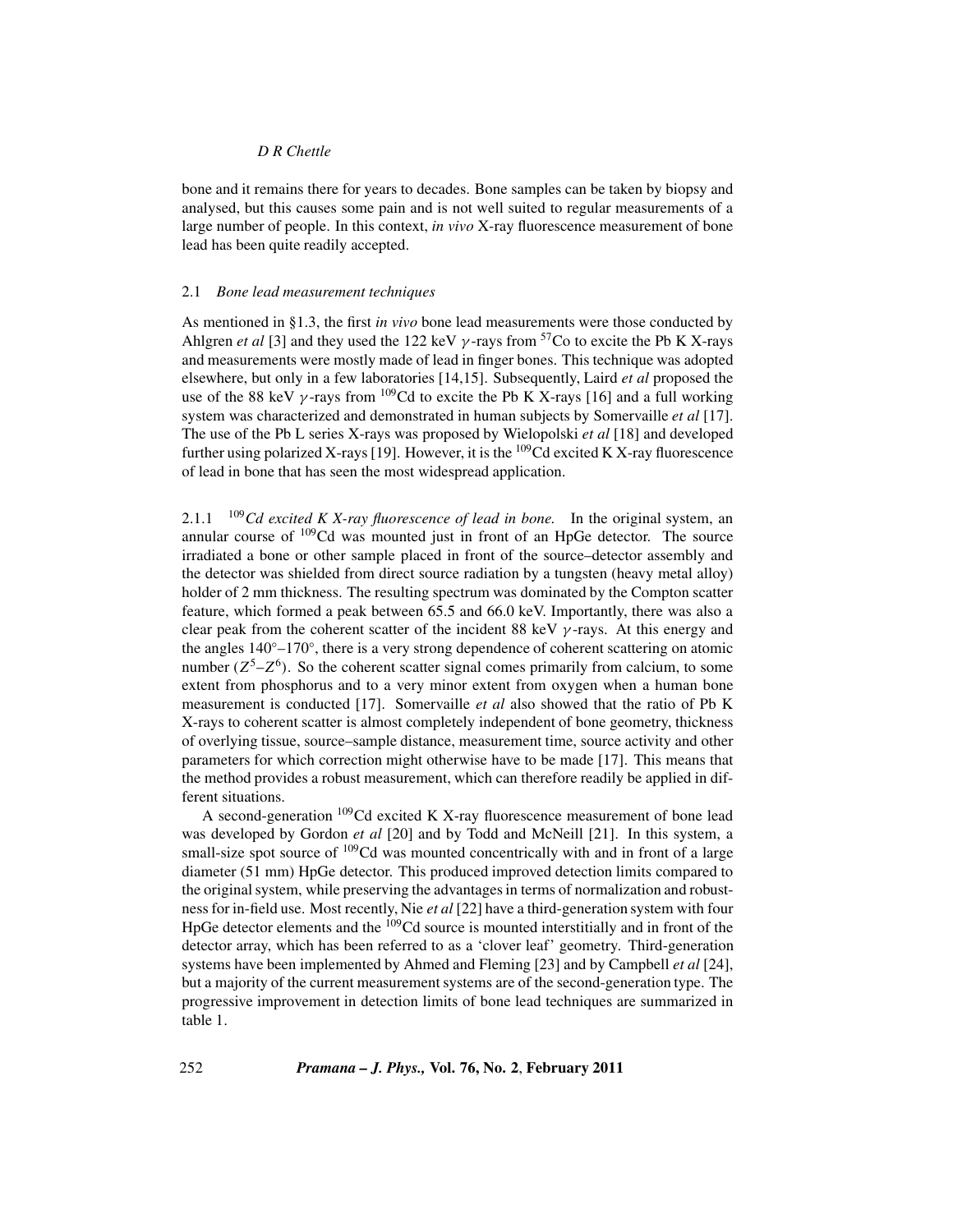bone and it remains there for years to decades. Bone samples can be taken by biopsy and analysed, but this causes some pain and is not well suited to regular measurements of a large number of people. In this context, *in vivo* X-ray fluorescence measurement of bone lead has been quite readily accepted.

### 2.1 *Bone lead measurement techniques*

As mentioned in §1.3, the first *in vivo* bone lead measurements were those conducted by Ahlgren *et al* [3] and they used the 122 keV $\gamma$-rays from $^{57}$Co to excite the Pb K X-rays and measurements were mostly made of lead in finger bones. This technique was adopted elsewhere, but only in a few laboratories [14,15]. Subsequently, Laird *et al* proposed the use of the 88 keV $\gamma$-rays from $^{109}$Cd to excite the Pb K X-rays [16] and a full working system was characterized and demonstrated in human subjects by Somervaille *et al* [17]. The use of the Pb L series X-rays was proposed by Wielopolski *et al* [18] and developed further using polarized X-rays [19]. However, it is the $^{109}$Cd excited K X-ray fluorescence of lead in bone that has seen the most widespread application.

#### 2.1.1 $^{109}$*Cd excited K X-ray fluorescence of lead in bone.*

In the original system, an annular course of $^{109}$Cd was mounted just in front of an HpGe detector. The source irradiated a bone or other sample placed in front of the source–detector assembly and the detector was shielded from direct source radiation by a tungsten (heavy metal alloy) holder of 2 mm thickness. The resulting spectrum was dominated by the Compton scatter feature, which formed a peak between 65.5 and 66.0 keV. Importantly, there was also a clear peak from the coherent scatter of the incident 88 keV $\gamma$-rays. At this energy and the angles $140^\circ$–$170^\circ$, there is a very strong dependence of coherent scattering on atomic number ($Z^5$–$Z^6$). So the coherent scatter signal comes primarily from calcium, to some extent from phosphorus and to a very minor extent from oxygen when a human bone measurement is conducted [17]. Somervaille *et al* also showed that the ratio of Pb K X-rays to coherent scatter is almost completely independent of bone geometry, thickness of overlying tissue, source–sample distance, measurement time, source activity and other parameters for which correction might otherwise have to be made [17]. This means that the method provides a robust measurement, which can therefore readily be applied in different situations.

A second-generation $^{109}$Cd excited K X-ray fluorescence measurement of bone lead was developed by Gordon *et al* [20] and by Todd and McNeill [21]. In this system, a small-size spot source of $^{109}$Cd was mounted concentrically with and in front of a large diameter (51 mm) HpGe detector. This produced improved detection limits compared to the original system, while preserving the advantages in terms of normalization and robustness for in-field use. Most recently, Nie *et al* [22] have a third-generation system with four HpGe detector elements and the $^{109}$Cd source is mounted interstitially and in front of the detector array, which has been referred to as a 'clover leaf' geometry. Third-generation systems have been implemented by Ahmed and Fleming [23] and by Campbell *et al* [24], but a majority of the current measurement systems are of the second-generation type. The progressive improvement in detection limits of bone lead techniques are summarized in table 1.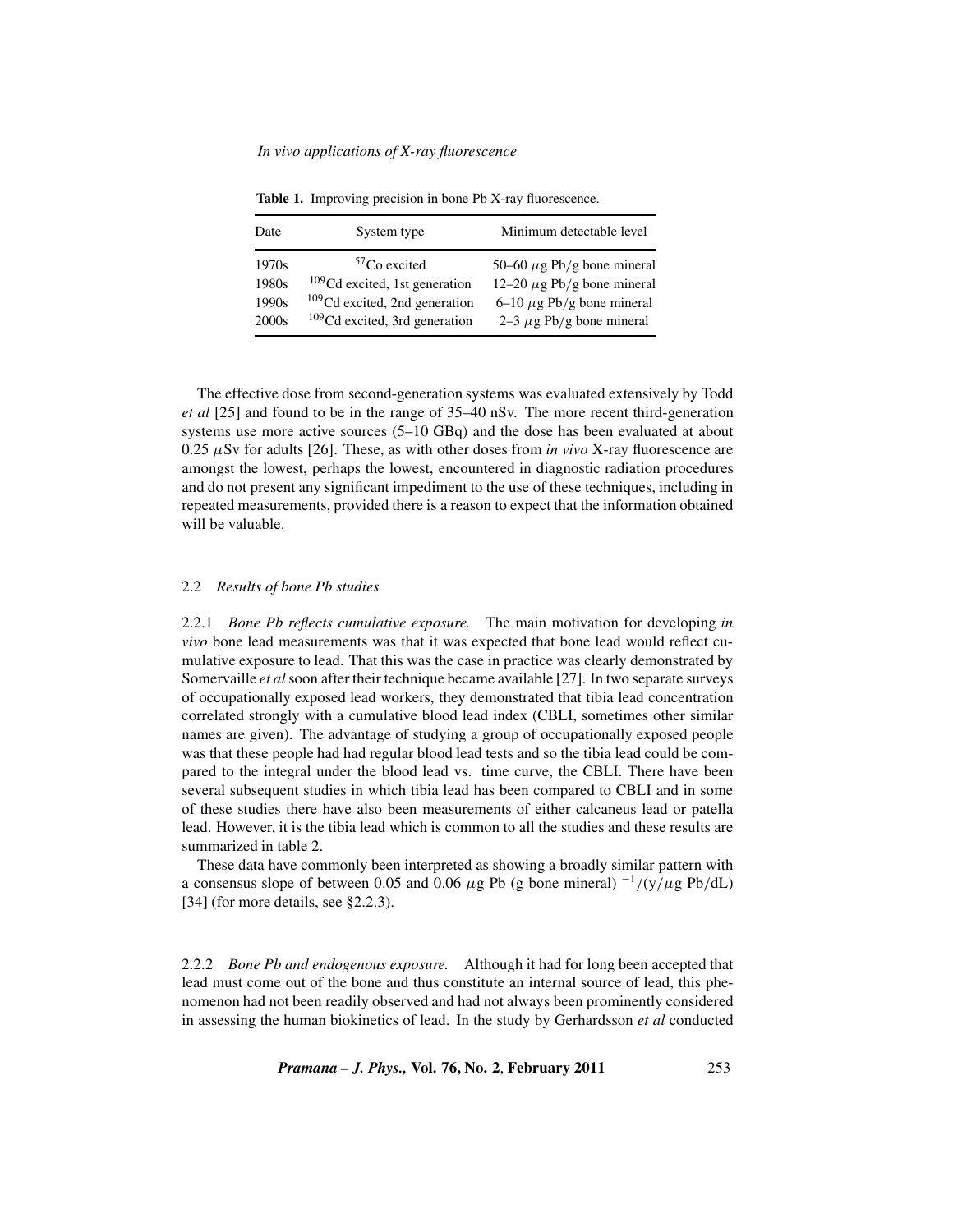**Table 1.** Improving precision in bone Pb X-ray fluorescence.

| Date | System type | Minimum detectable level |
| --- | --- | --- |
| 1970s | $^{57}$Co excited | 50–60 $\mu$g Pb/g bone mineral |
| 1980s | $^{109}$Cd excited, 1st generation | 12–20 $\mu$g Pb/g bone mineral |
| 1990s | $^{109}$Cd excited, 2nd generation | 6–10 $\mu$g Pb/g bone mineral |
| 2000s | $^{109}$Cd excited, 3rd generation | 2–3 $\mu$g Pb/g bone mineral |

The effective dose from second-generation systems was evaluated extensively by Todd *et al* [25] and found to be in the range of 35–40 nSv. The more recent third-generation systems use more active sources (5–10 GBq) and the dose has been evaluated at about 0.25 $\mu$Sv for adults [26]. These, as with other doses from *in vivo* X-ray fluorescence are amongst the lowest, perhaps the lowest, encountered in diagnostic radiation procedures and do not present any significant impediment to the use of these techniques, including in repeated measurements, provided there is a reason to expect that the information obtained will be valuable.

### 2.2 *Results of bone Pb studies*

2.2.1 *Bone Pb reflects cumulative exposure.* The main motivation for developing *in vivo* bone lead measurements was that it was expected that bone lead would reflect cumulative exposure to lead. That this was the case in practice was clearly demonstrated by Somervaille *et al* soon after their technique became available [27]. In two separate surveys of occupationally exposed lead workers, they demonstrated that tibia lead concentration correlated strongly with a cumulative blood lead index (CBLI, sometimes other similar names are given). The advantage of studying a group of occupationally exposed people was that these people had had regular blood lead tests and so the tibia lead could be compared to the integral under the blood lead vs. time curve, the CBLI. There have been several subsequent studies in which tibia lead has been compared to CBLI and in some of these studies there have also been measurements of either calcaneus lead or patella lead. However, it is the tibia lead which is common to all the studies and these results are summarized in table 2.

These data have commonly been interpreted as showing a broadly similar pattern with a consensus slope of between 0.05 and 0.06 $\mu$g Pb (g bone mineral) $^{-1}$/(y/$\mu$g Pb/dL) [34] (for more details, see §2.2.3).

2.2.2 *Bone Pb and endogenous exposure.* Although it had for long been accepted that lead must come out of the bone and thus constitute an internal source of lead, this phenomenon had not been readily observed and had not always been prominently considered in assessing the human biokinetics of lead. In the study by Gerhardsson *et al* conducted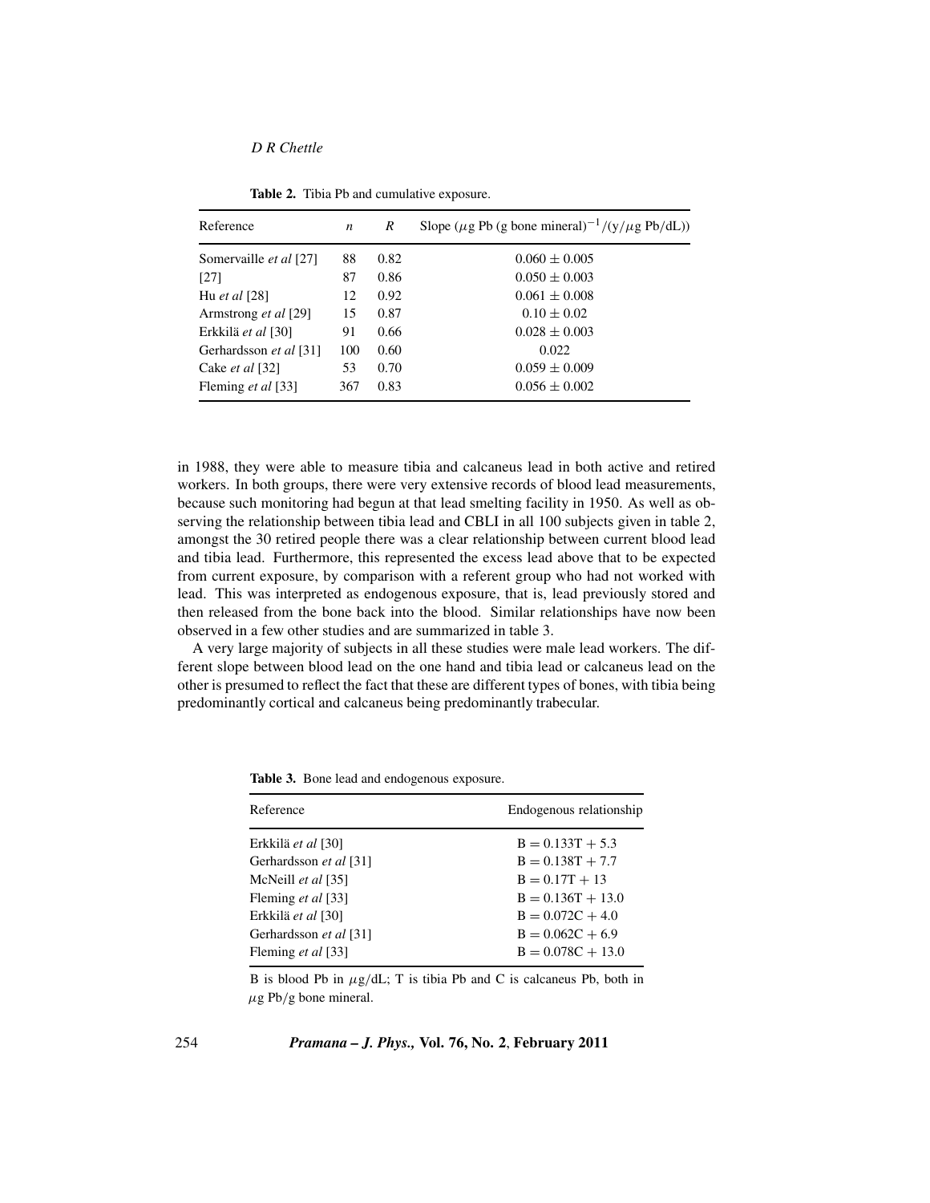**Table 2.** Tibia Pb and cumulative exposure.

| Reference | $n$ | $R$ | Slope ($\mu$g Pb (g bone mineral)$^{-1}$/(y/$\mu$g Pb/dL)) |
|---|---|---|---|
| Somervaille *et al* [27] | 88 | 0.82 | $0.060 \pm 0.005$ |
| [27] | 87 | 0.86 | $0.050 \pm 0.003$ |
| Hu *et al* [28] | 12 | 0.92 | $0.061 \pm 0.008$ |
| Armstrong *et al* [29] | 15 | 0.87 | $0.10 \pm 0.02$ |
| Erkkilä *et al* [30] | 91 | 0.66 | $0.028 \pm 0.003$ |
| Gerhardsson *et al* [31] | 100 | 0.60 | 0.022 |
| Cake *et al* [32] | 53 | 0.70 | $0.059 \pm 0.009$ |
| Fleming *et al* [33] | 367 | 0.83 | $0.056 \pm 0.002$ |

in 1988, they were able to measure tibia and calcaneus lead in both active and retired workers. In both groups, there were very extensive records of blood lead measurements, because such monitoring had begun at that lead smelting facility in 1950. As well as observing the relationship between tibia lead and CBLI in all 100 subjects given in table 2, amongst the 30 retired people there was a clear relationship between current blood lead and tibia lead. Furthermore, this represented the excess lead above that to be expected from current exposure, by comparison with a referent group who had not worked with lead. This was interpreted as endogenous exposure, that is, lead previously stored and then released from the bone back into the blood. Similar relationships have now been observed in a few other studies and are summarized in table 3.

A very large majority of subjects in all these studies were male lead workers. The different slope between blood lead on the one hand and tibia lead or calcaneus lead on the other is presumed to reflect the fact that these are different types of bones, with tibia being predominantly cortical and calcaneus being predominantly trabecular.

**Table 3.** Bone lead and endogenous exposure.

| Reference | Endogenous relationship |
|---|---|
| Erkkilä *et al* [30] | $B = 0.133T + 5.3$ |
| Gerhardsson *et al* [31] | $B = 0.138T + 7.7$ |
| McNeill *et al* [35] | $B = 0.17T + 13$ |
| Fleming *et al* [33] | $B = 0.136T + 13.0$ |
| Erkkilä *et al* [30] | $B = 0.072C + 4.0$ |
| Gerhardsson *et al* [31] | $B = 0.062C + 6.9$ |
| Fleming *et al* [33] | $B = 0.078C + 13.0$ |

B is blood Pb in $\mu$g/dL; T is tibia Pb and C is calcaneus Pb, both in $\mu$g Pb/g bone mineral.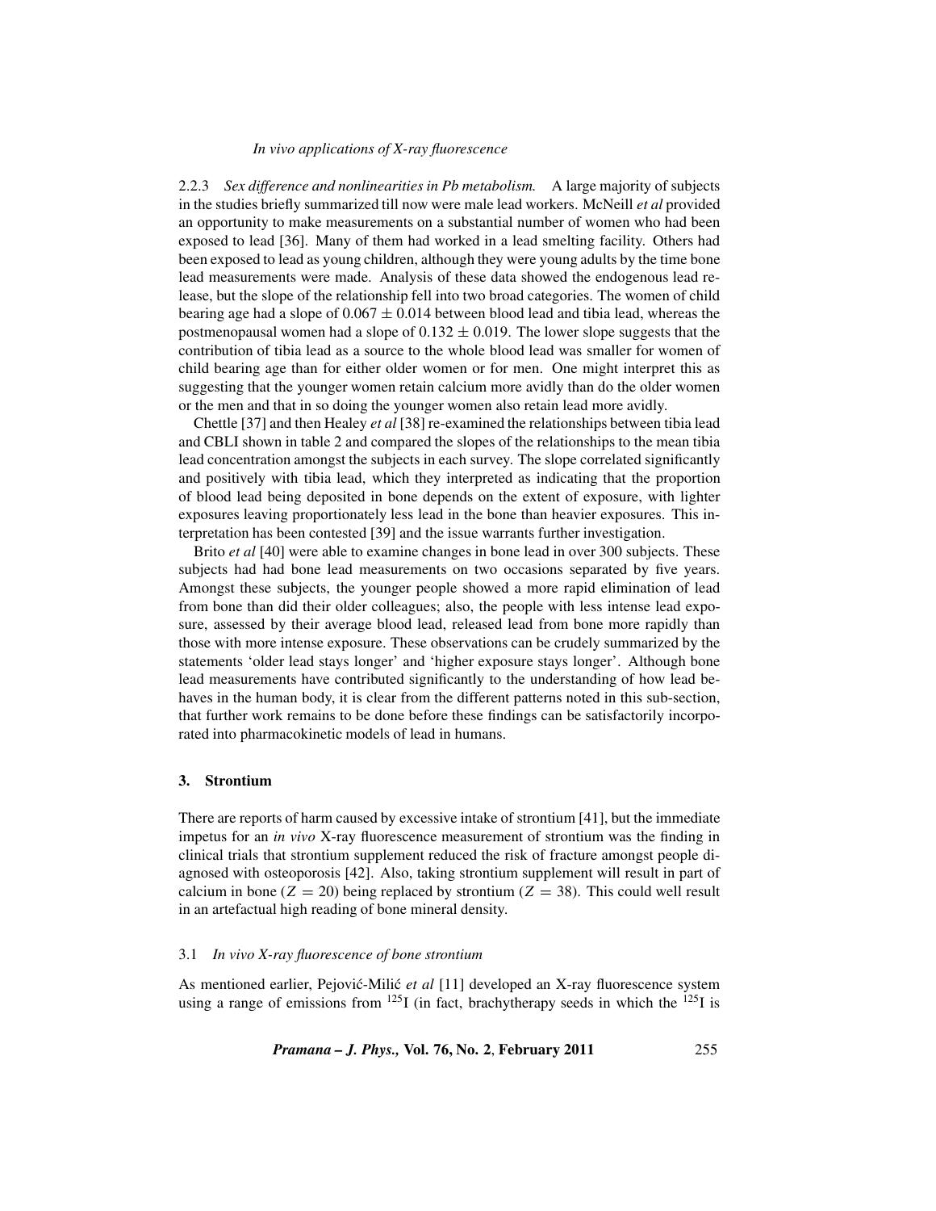2.2.3 *Sex difference and nonlinearities in Pb metabolism.* A large majority of subjects in the studies briefly summarized till now were male lead workers. McNeill *et al* provided an opportunity to make measurements on a substantial number of women who had been exposed to lead [36]. Many of them had worked in a lead smelting facility. Others had been exposed to lead as young children, although they were young adults by the time bone lead measurements were made. Analysis of these data showed the endogenous lead release, but the slope of the relationship fell into two broad categories. The women of child bearing age had a slope of $0.067 \pm 0.014$ between blood lead and tibia lead, whereas the postmenopausal women had a slope of $0.132 \pm 0.019$. The lower slope suggests that the contribution of tibia lead as a source to the whole blood lead was smaller for women of child bearing age than for either older women or for men. One might interpret this as suggesting that the younger women retain calcium more avidly than do the older women or the men and that in so doing the younger women also retain lead more avidly.

Chettle [37] and then Healey *et al* [38] re-examined the relationships between tibia lead and CBLI shown in table 2 and compared the slopes of the relationships to the mean tibia lead concentration amongst the subjects in each survey. The slope correlated significantly and positively with tibia lead, which they interpreted as indicating that the proportion of blood lead being deposited in bone depends on the extent of exposure, with lighter exposures leaving proportionately less lead in the bone than heavier exposures. This interpretation has been contested [39] and the issue warrants further investigation.

Brito *et al* [40] were able to examine changes in bone lead in over 300 subjects. These subjects had had bone lead measurements on two occasions separated by five years. Amongst these subjects, the younger people showed a more rapid elimination of lead from bone than did their older colleagues; also, the people with less intense lead exposure, assessed by their average blood lead, released lead from bone more rapidly than those with more intense exposure. These observations can be crudely summarized by the statements 'older lead stays longer' and 'higher exposure stays longer'. Although bone lead measurements have contributed significantly to the understanding of how lead behaves in the human body, it is clear from the different patterns noted in this sub-section, that further work remains to be done before these findings can be satisfactorily incorporated into pharmacokinetic models of lead in humans.

## 3. Strontium

There are reports of harm caused by excessive intake of strontium [41], but the immediate impetus for an *in vivo* X-ray fluorescence measurement of strontium was the finding in clinical trials that strontium supplement reduced the risk of fracture amongst people diagnosed with osteoporosis [42]. Also, taking strontium supplement will result in part of calcium in bone ($Z = 20$) being replaced by strontium ($Z = 38$). This could well result in an artefactual high reading of bone mineral density.

### 3.1 *In vivo X-ray fluorescence of bone strontium*

As mentioned earlier, Pejović-Milić *et al* [11] developed an X-ray fluorescence system using a range of emissions from $^{125}$I (in fact, brachytherapy seeds in which the $^{125}$I is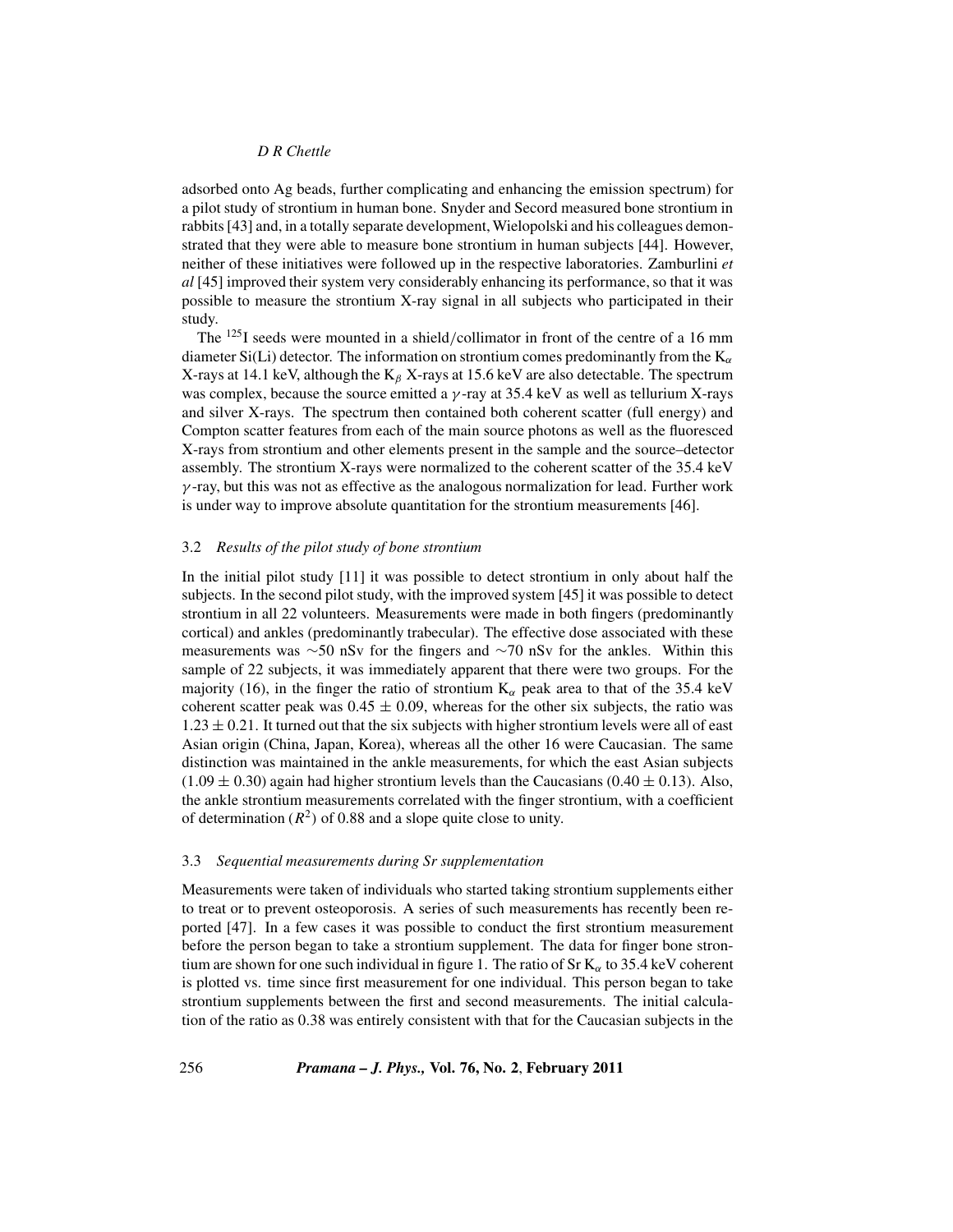adsorbed onto Ag beads, further complicating and enhancing the emission spectrum) for a pilot study of strontium in human bone. Snyder and Secord measured bone strontium in rabbits [43] and, in a totally separate development, Wielopolski and his colleagues demonstrated that they were able to measure bone strontium in human subjects [44]. However, neither of these initiatives were followed up in the respective laboratories. Zamburlini *et al* [45] improved their system very considerably enhancing its performance, so that it was possible to measure the strontium X-ray signal in all subjects who participated in their study.

The $^{125}$I seeds were mounted in a shield/collimator in front of the centre of a 16 mm diameter Si(Li) detector. The information on strontium comes predominantly from the $K_\alpha$ X-rays at 14.1 keV, although the $K_\beta$ X-rays at 15.6 keV are also detectable. The spectrum was complex, because the source emitted a $\gamma$-ray at 35.4 keV as well as tellurium X-rays and silver X-rays. The spectrum then contained both coherent scatter (full energy) and Compton scatter features from each of the main source photons as well as the fluoresced X-rays from strontium and other elements present in the sample and the source–detector assembly. The strontium X-rays were normalized to the coherent scatter of the 35.4 keV $\gamma$-ray, but this was not as effective as the analogous normalization for lead. Further work is under way to improve absolute quantitation for the strontium measurements [46].

### 3.2 *Results of the pilot study of bone strontium*

In the initial pilot study [11] it was possible to detect strontium in only about half the subjects. In the second pilot study, with the improved system [45] it was possible to detect strontium in all 22 volunteers. Measurements were made in both fingers (predominantly cortical) and ankles (predominantly trabecular). The effective dose associated with these measurements was ~50 nSv for the fingers and ~70 nSv for the ankles. Within this sample of 22 subjects, it was immediately apparent that there were two groups. For the majority (16), in the finger the ratio of strontium $K_\alpha$ peak area to that of the 35.4 keV coherent scatter peak was $0.45 \pm 0.09$, whereas for the other six subjects, the ratio was $1.23 \pm 0.21$. It turned out that the six subjects with higher strontium levels were all of east Asian origin (China, Japan, Korea), whereas all the other 16 were Caucasian. The same distinction was maintained in the ankle measurements, for which the east Asian subjects ($1.09 \pm 0.30$) again had higher strontium levels than the Caucasians ($0.40 \pm 0.13$). Also, the ankle strontium measurements correlated with the finger strontium, with a coefficient of determination ($R^2$) of 0.88 and a slope quite close to unity.

### 3.3 *Sequential measurements during Sr supplementation*

Measurements were taken of individuals who started taking strontium supplements either to treat or to prevent osteoporosis. A series of such measurements has recently been reported [47]. In a few cases it was possible to conduct the first strontium measurement before the person began to take a strontium supplement. The data for finger bone strontium are shown for one such individual in figure 1. The ratio of Sr $K_\alpha$ to 35.4 keV coherent is plotted vs. time since first measurement for one individual. This person began to take strontium supplements between the first and second measurements. The initial calculation of the ratio as 0.38 was entirely consistent with that for the Caucasian subjects in the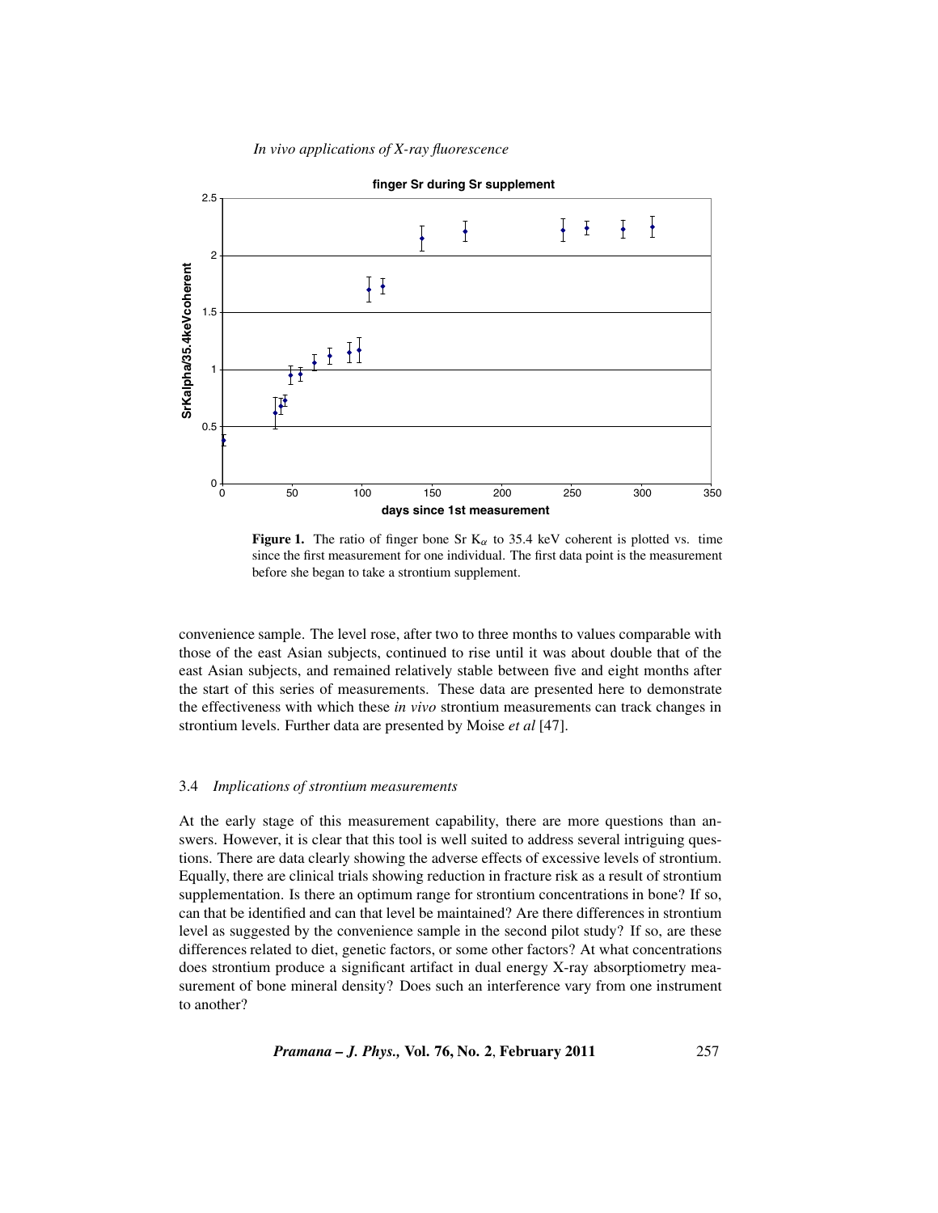**Figure 1.** The ratio of finger bone Sr $K_\alpha$ to 35.4 keV coherent is plotted vs. time since the first measurement for one individual. The first data point is the measurement before she began to take a strontium supplement.

convenience sample. The level rose, after two to three months to values comparable with those of the east Asian subjects, continued to rise until it was about double that of the east Asian subjects, and remained relatively stable between five and eight months after the start of this series of measurements. These data are presented here to demonstrate the effectiveness with which these *in vivo* strontium measurements can track changes in strontium levels. Further data are presented by Moise *et al* [47].

### 3.4 *Implications of strontium measurements*

At the early stage of this measurement capability, there are more questions than answers. However, it is clear that this tool is well suited to address several intriguing questions. There are data clearly showing the adverse effects of excessive levels of strontium. Equally, there are clinical trials showing reduction in fracture risk as a result of strontium supplementation. Is there an optimum range for strontium concentrations in bone? If so, can that be identified and can that level be maintained? Are there differences in strontium level as suggested by the convenience sample in the second pilot study? If so, are these differences related to diet, genetic factors, or some other factors? At what concentrations does strontium produce a significant artifact in dual energy X-ray absorptiometry measurement of bone mineral density? Does such an interference vary from one instrument to another?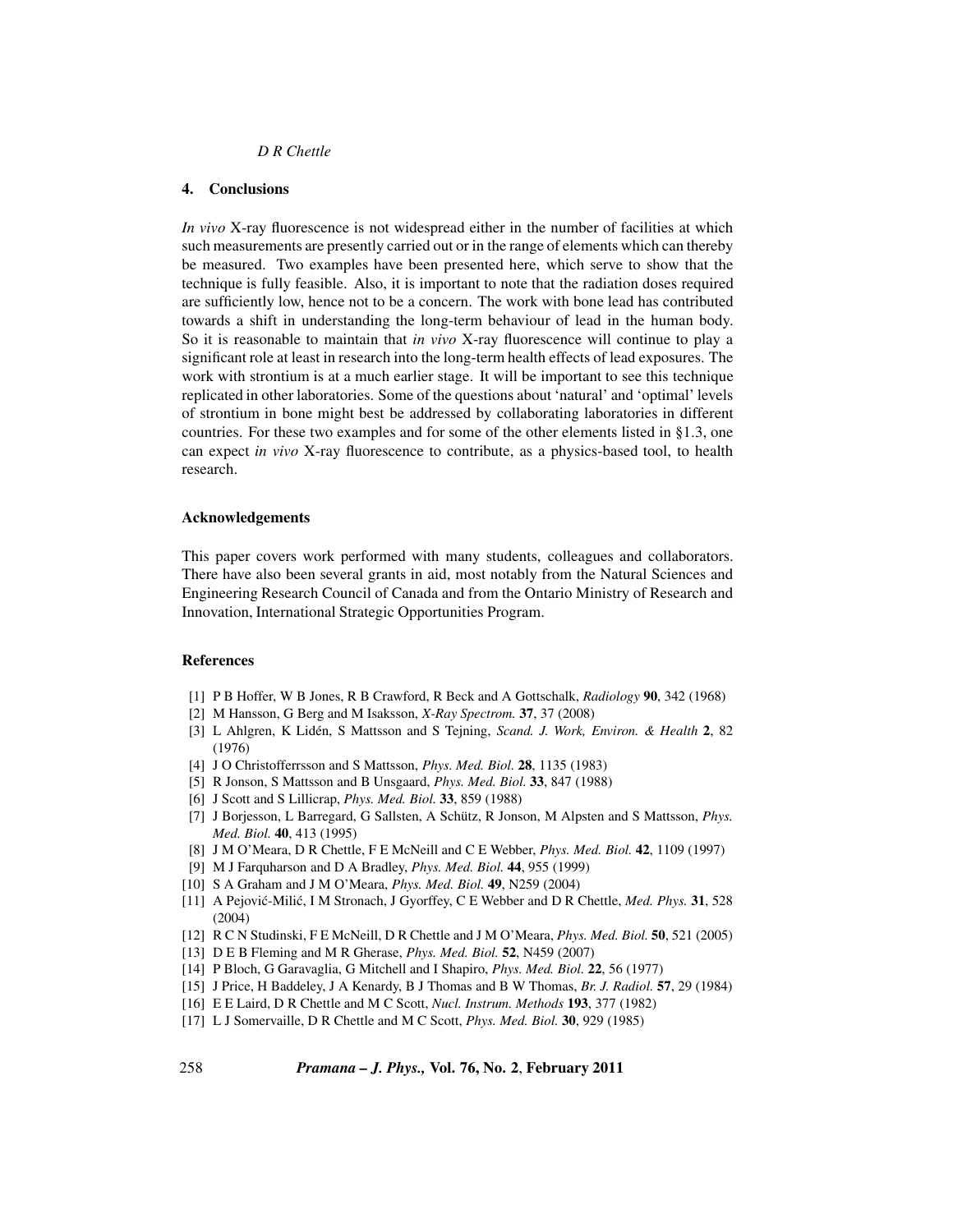## 4. Conclusions

*In vivo* X-ray fluorescence is not widespread either in the number of facilities at which such measurements are presently carried out or in the range of elements which can thereby be measured. Two examples have been presented here, which serve to show that the technique is fully feasible. Also, it is important to note that the radiation doses required are sufficiently low, hence not to be a concern. The work with bone lead has contributed towards a shift in understanding the long-term behaviour of lead in the human body. So it is reasonable to maintain that *in vivo* X-ray fluorescence will continue to play a significant role at least in research into the long-term health effects of lead exposures. The work with strontium is at a much earlier stage. It will be important to see this technique replicated in other laboratories. Some of the questions about 'natural' and 'optimal' levels of strontium in bone might best be addressed by collaborating laboratories in different countries. For these two examples and for some of the other elements listed in §1.3, one can expect *in vivo* X-ray fluorescence to contribute, as a physics-based tool, to health research.

### Acknowledgements

This paper covers work performed with many students, colleagues and collaborators. There have also been several grants in aid, most notably from the Natural Sciences and Engineering Research Council of Canada and from the Ontario Ministry of Research and Innovation, International Strategic Opportunities Program.

### References

[1] P B Hoffer, W B Jones, R B Crawford, R Beck and A Gottschalk, *Radiology* **90**, 342 (1968)
[2] M Hansson, G Berg and M Isaksson, *X-Ray Spectrom.* **37**, 37 (2008)
[3] L Ahlgren, K Lidén, S Mattsson and S Tejning, *Scand. J. Work, Environ. & Health* **2**, 82 (1976)
[4] J O Christofferrsson and S Mattsson, *Phys. Med. Biol.* **28**, 1135 (1983)
[5] R Jonson, S Mattsson and B Unsgaard, *Phys. Med. Biol.* **33**, 847 (1988)
[6] J Scott and S Lillicrap, *Phys. Med. Biol.* **33**, 859 (1988)
[7] J Borjesson, L Barregard, G Sallsten, A Schütz, R Jonson, M Alpsten and S Mattsson, *Phys. Med. Biol.* **40**, 413 (1995)
[8] J M O'Meara, D R Chettle, F E McNeill and C E Webber, *Phys. Med. Biol.* **42**, 1109 (1997)
[9] M J Farquharson and D A Bradley, *Phys. Med. Biol.* **44**, 955 (1999)
[10] S A Graham and J M O'Meara, *Phys. Med. Biol.* **49**, N259 (2004)
[11] A Pejović-Milić, I M Stronach, J Gyorffey, C E Webber and D R Chettle, *Med. Phys.* **31**, 528 (2004)
[12] R C N Studinski, F E McNeill, D R Chettle and J M O'Meara, *Phys. Med. Biol.* **50**, 521 (2005)
[13] D E B Fleming and M R Gherase, *Phys. Med. Biol.* **52**, N459 (2007)
[14] P Bloch, G Garavaglia, G Mitchell and I Shapiro, *Phys. Med. Biol.* **22**, 56 (1977)
[15] J Price, H Baddeley, J A Kenardy, B J Thomas and B W Thomas, *Br. J. Radiol.* **57**, 29 (1984)
[16] E E Laird, D R Chettle and M C Scott, *Nucl. Instrum. Methods* **193**, 377 (1982)
[17] L J Somervaille, D R Chettle and M C Scott, *Phys. Med. Biol.* **30**, 929 (1985)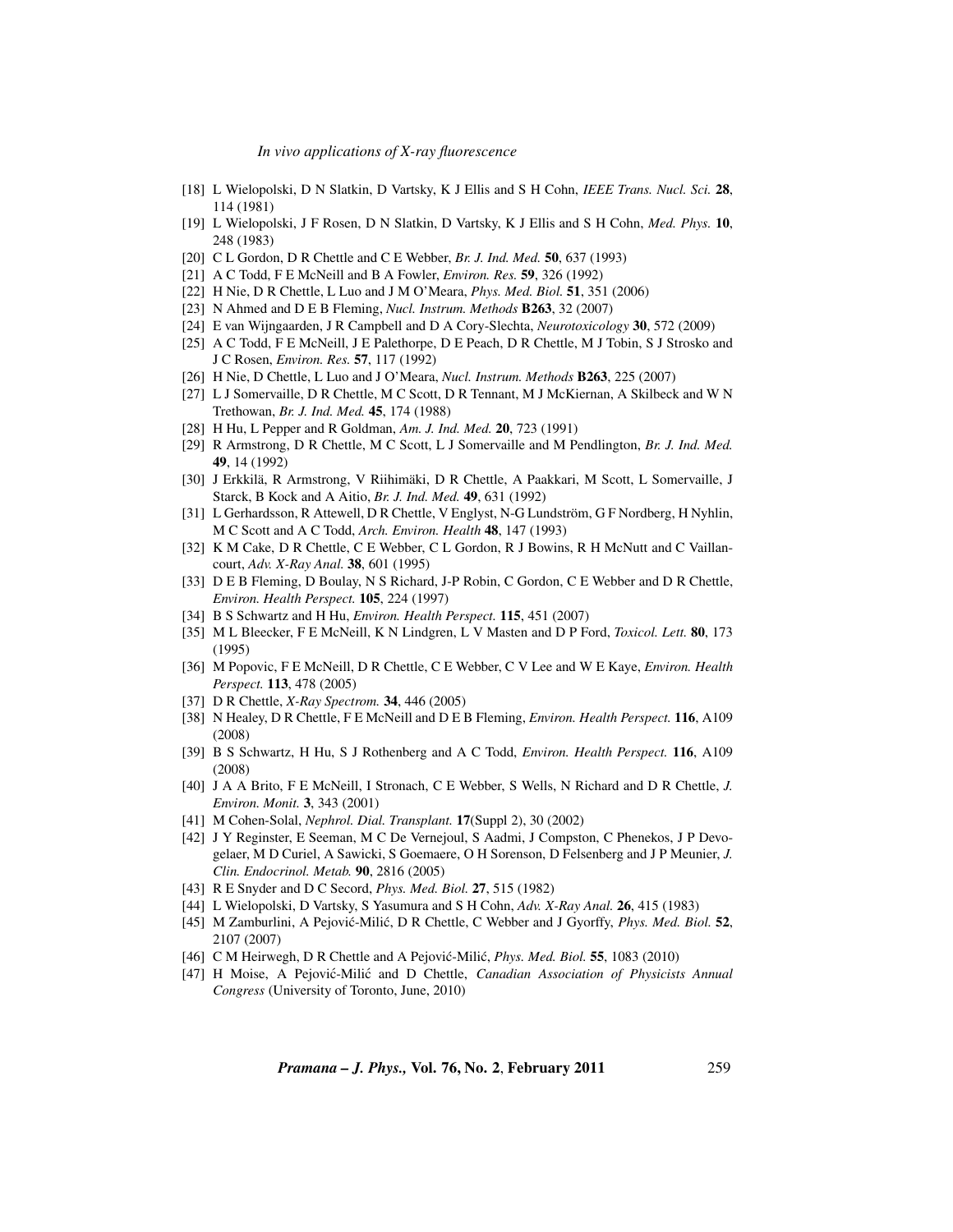[18] L Wielopolski, D N Slatkin, D Vartsky, K J Ellis and S H Cohn, *IEEE Trans. Nucl. Sci.* **28**, 114 (1981)

[19] L Wielopolski, J F Rosen, D N Slatkin, D Vartsky, K J Ellis and S H Cohn, *Med. Phys.* **10**, 248 (1983)

[20] C L Gordon, D R Chettle and C E Webber, *Br. J. Ind. Med.* **50**, 637 (1993)

[21] A C Todd, F E McNeill and B A Fowler, *Environ. Res.* **59**, 326 (1992)

[22] H Nie, D R Chettle, L Luo and J M O'Meara, *Phys. Med. Biol.* **51**, 351 (2006)

[23] N Ahmed and D E B Fleming, *Nucl. Instrum. Methods* **B263**, 32 (2007)

[24] E van Wijngaarden, J R Campbell and D A Cory-Slechta, *Neurotoxicology* **30**, 572 (2009)

[25] A C Todd, F E McNeill, J E Palethorpe, D E Peach, D R Chettle, M J Tobin, S J Strosko and J C Rosen, *Environ. Res.* **57**, 117 (1992)

[26] H Nie, D Chettle, L Luo and J O'Meara, *Nucl. Instrum. Methods* **B263**, 225 (2007)

[27] L J Somervaille, D R Chettle, M C Scott, D R Tennant, M J McKiernan, A Skilbeck and W N Trethowan, *Br. J. Ind. Med.* **45**, 174 (1988)

[28] H Hu, L Pepper and R Goldman, *Am. J. Ind. Med.* **20**, 723 (1991)

[29] R Armstrong, D R Chettle, M C Scott, L J Somervaille and M Pendlington, *Br. J. Ind. Med.* **49**, 14 (1992)

[30] J Erkkilä, R Armstrong, V Riihimäki, D R Chettle, A Paakkari, M Scott, L Somervaille, J Starck, B Kock and A Aitio, *Br. J. Ind. Med.* **49**, 631 (1992)

[31] L Gerhardsson, R Attewell, D R Chettle, V Englyst, N-G Lundström, G F Nordberg, H Nyhlin, M C Scott and A C Todd, *Arch. Environ. Health* **48**, 147 (1993)

[32] K M Cake, D R Chettle, C E Webber, C L Gordon, R J Bowins, R H McNutt and C Vaillancourt, *Adv. X-Ray Anal.* **38**, 601 (1995)

[33] D E B Fleming, D Boulay, N S Richard, J-P Robin, C Gordon, C E Webber and D R Chettle, *Environ. Health Perspect.* **105**, 224 (1997)

[34] B S Schwartz and H Hu, *Environ. Health Perspect.* **115**, 451 (2007)

[35] M L Bleecker, F E McNeill, K N Lindgren, L V Masten and D P Ford, *Toxicol. Lett.* **80**, 173 (1995)

[36] M Popovic, F E McNeill, D R Chettle, C E Webber, C V Lee and W E Kaye, *Environ. Health Perspect.* **113**, 478 (2005)

[37] D R Chettle, *X-Ray Spectrom.* **34**, 446 (2005)

[38] N Healey, D R Chettle, F E McNeill and D E B Fleming, *Environ. Health Perspect.* **116**, A109 (2008)

[39] B S Schwartz, H Hu, S J Rothenberg and A C Todd, *Environ. Health Perspect.* **116**, A109 (2008)

[40] J A A Brito, F E McNeill, I Stronach, C E Webber, S Wells, N Richard and D R Chettle, *J. Environ. Monit.* **3**, 343 (2001)

[41] M Cohen-Solal, *Nephrol. Dial. Transplant.* **17**(Suppl 2), 30 (2002)

[42] J Y Reginster, E Seeman, M C De Vernejoul, S Aadmi, J Compston, C Phenekos, J P Devogelaer, M D Curiel, A Sawicki, S Goemaere, O H Sorenson, D Felsenberg and J P Meunier, *J. Clin. Endocrinol. Metab.* **90**, 2816 (2005)

[43] R E Snyder and D C Secord, *Phys. Med. Biol.* **27**, 515 (1982)

[44] L Wielopolski, D Vartsky, S Yasumura and S H Cohn, *Adv. X-Ray Anal.* **26**, 415 (1983)

[45] M Zamburlini, A Pejović-Milić, D R Chettle, C Webber and J Gyorffy, *Phys. Med. Biol.* **52**, 2107 (2007)

[46] C M Heirwegh, D R Chettle and A Pejović-Milić, *Phys. Med. Biol.* **55**, 1083 (2010)

[47] H Moise, A Pejović-Milić and D Chettle, *Canadian Association of Physicists Annual Congress* (University of Toronto, June, 2010)